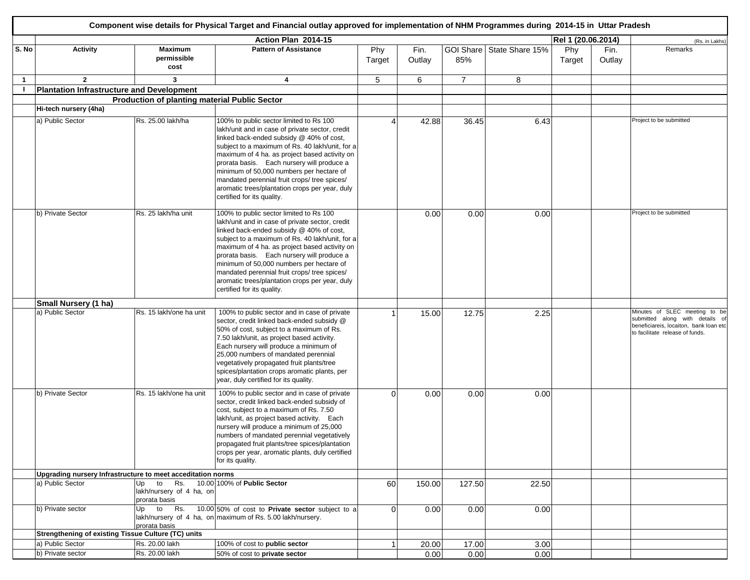## Component wise details for Physical Target and Financial outlay approved for implementation of NHM Programmes during 2014-15 in Uttar Pradesh

| | Action Plan 2014-15 | | | | | | | Rel 1 (20.06.2014) | | (Rs. in Lakhs) |
|---|---|---|---|---|---|---|---|---|---|---|
| S. No | Activity | Maximum permissible cost | Pattern of Assistance | Phy Target | Fin. Outlay | GOI Share 85% | State Share 15% | Phy Target | Fin. Outlay | Remarks |
| 1 | 2 | 3 | 4 | 5 | 6 | 7 | 8 | | | |
| I | **Plantation Infrastructure and Development** | | | | | | | | | |
| | **Production of planting material Public Sector** | | | | | | | | | |
| | **Hi-tech nursery (4ha)** | | | | | | | | | |
| | a) Public Sector | Rs. 25.00 lakh/ha | 100% to public sector limited to Rs 100 lakh/unit and in case of private sector, credit linked back-ended subsidy @ 40% of cost, subject to a maximum of Rs. 40 lakh/unit, for a maximum of 4 ha. as project based activity on prorata basis. Each nursery will produce a minimum of 50,000 numbers per hectare of mandated perennial fruit crops/ tree spices/ aromatic trees/plantation crops per year, duly certified for its quality. | 4 | 42.88 | 36.45 | 6.43 | | | Project to be submitted |
| | b) Private Sector | Rs. 25 lakh/ha unit | 100% to public sector limited to Rs 100 lakh/unit and in case of private sector, credit linked back-ended subsidy @ 40% of cost, subject to a maximum of Rs. 40 lakh/unit, for a maximum of 4 ha. as project based activity on prorata basis. Each nursery will produce a minimum of 50,000 numbers per hectare of mandated perennial fruit crops/ tree spices/ aromatic trees/plantation crops per year, duly certified for its quality. | | 0.00 | 0.00 | 0.00 | | | Project to be submitted |
| | **Small Nursery (1 ha)** | | | | | | | | | |
| | a) Public Sector | Rs. 15 lakh/one ha unit | 100% to public sector and in case of private sector, credit linked back-ended subsidy @ 50% of cost, subject to a maximum of Rs. 7.50 lakh/unit, as project based activity. Each nursery will produce a minimum of 25,000 numbers of mandated perennial vegetatively propagated fruit plants/tree spices/plantation crops aromatic plants, per year, duly certified for its quality. | 1 | 15.00 | 12.75 | 2.25 | | | Minutes of SLEC meeting to be submitted along with details of beneficiareis, locaiton, bank loan etc to facilitate release of funds. |
| | b) Private Sector | Rs. 15 lakh/one ha unit | 100% to public sector and in case of private sector, credit linked back-ended subsidy of cost, subject to a maximum of Rs. 7.50 lakh/unit, as project based activity. Each nursery will produce a minimum of 25,000 numbers of mandated perennial vegetatively propagated fruit plants/tree spices/plantation crops per year, aromatic plants, duly certified for its quality. | 0 | 0.00 | 0.00 | 0.00 | | | |
| | **Upgrading nursery Infrastructure to meet acceditation norms** | | | | | | | | | |
| | a) Public Sector | Up to Rs. 10.00 lakh/nursery of 4 ha, on prorata basis | 100% of **Public Sector** | 60 | 150.00 | 127.50 | 22.50 | | | |
| | b) Private sector | Up to Rs. 10.00 lakh/nursery of 4 ha, on prorata basis | 50% of cost to **Private sector** subject to a maximum of Rs. 5.00 lakh/nursery. | 0 | 0.00 | 0.00 | 0.00 | | | |
| | **Strengthening of existing Tissue Culture (TC) units** | | | | | | | | | |
| | a) Public Sector | Rs. 20.00 lakh | 100% of cost to **public sector** | 1 | 20.00 | 17.00 | 3.00 | | | |
| | b) Private sector | Rs. 20.00 lakh | 50% of cost to **private sector** | | 0.00 | 0.00 | 0.00 | | | |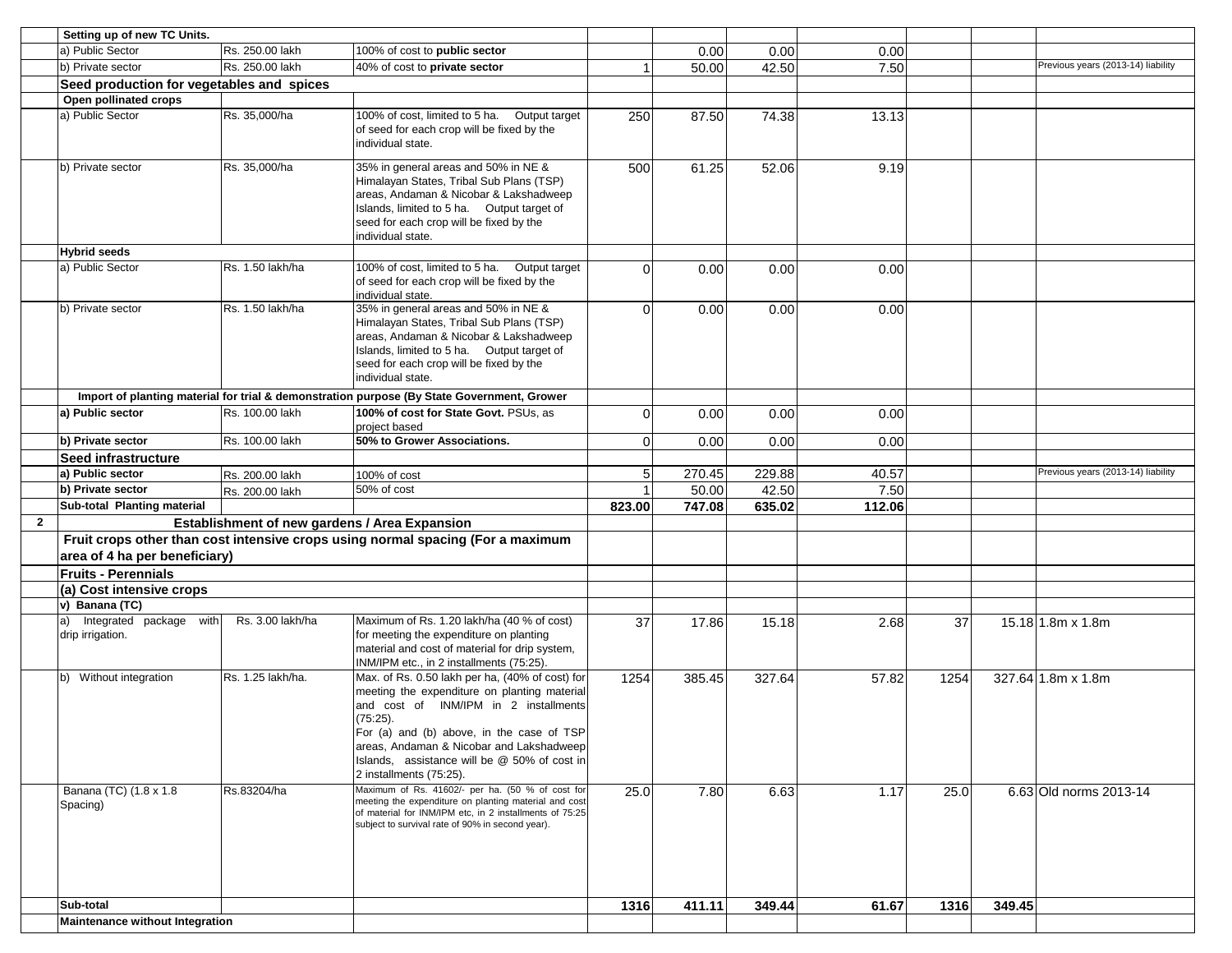| | | | | | | | | | | |
|---|---|---|---|---|---|---|---|---|---|---|
| | **Setting up of new TC Units.** | | | | | | | | | |
| | a) Public Sector | Rs. 250.00 lakh | 100% of cost to **public sector** | | 0.00 | 0.00 | 0.00 | | | |
| | b) Private sector | Rs. 250.00 lakh | 40% of cost to **private sector** | 1 | 50.00 | 42.50 | 7.50 | | | Previous years (2013-14) liability |
| | **Seed production for vegetables and spices** | | | | | | | | | |
| | **Open pollinated crops** | | | | | | | | | |
| | a) Public Sector | Rs. 35,000/ha | 100% of cost, limited to 5 ha. Output target of seed for each crop will be fixed by the individual state. | 250 | 87.50 | 74.38 | 13.13 | | | |
| | b) Private sector | Rs. 35,000/ha | 35% in general areas and 50% in NE & Himalayan States, Tribal Sub Plans (TSP) areas, Andaman & Nicobar & Lakshadweep Islands, limited to 5 ha. Output target of seed for each crop will be fixed by the individual state. | 500 | 61.25 | 52.06 | 9.19 | | | |
| | **Hybrid seeds** | | | | | | | | | |
| | a) Public Sector | Rs. 1.50 lakh/ha | 100% of cost, limited to 5 ha. Output target of seed for each crop will be fixed by the individual state. | 0 | 0.00 | 0.00 | 0.00 | | | |
| | b) Private sector | Rs. 1.50 lakh/ha | 35% in general areas and 50% in NE & Himalayan States, Tribal Sub Plans (TSP) areas, Andaman & Nicobar & Lakshadweep Islands, limited to 5 ha. Output target of seed for each crop will be fixed by the individual state. | 0 | 0.00 | 0.00 | 0.00 | | | |
| | **Import of planting material for trial & demonstration purpose (By State Government, Grower** | | | | | | | | | |
| | **a) Public sector** | Rs. 100.00 lakh | **100% of cost for State Govt.** PSUs, as project based | 0 | 0.00 | 0.00 | 0.00 | | | |
| | **b) Private sector** | Rs. 100.00 lakh | **50% to Grower Associations.** | 0 | 0.00 | 0.00 | 0.00 | | | |
| | **Seed infrastructure** | | | | | | | | | |
| | **a) Public sector** | Rs. 200.00 lakh | 100% of cost | 5 | 270.45 | 229.88 | 40.57 | | | Previous years (2013-14) liability |
| | **b) Private sector** | Rs. 200.00 lakh | 50% of cost | 1 | 50.00 | 42.50 | 7.50 | | | |
| | **Sub-total Planting material** | | | **823.00** | **747.08** | **635.02** | **112.06** | | | |
| **2** | **Establishment of new gardens / Area Expansion** | | | | | | | | | |
| | **Fruit crops other than cost intensive crops using normal spacing (For a maximum area of 4 ha per beneficiary)** | | | | | | | | | |
| | **Fruits - Perennials** | | | | | | | | | |
| | **(a) Cost intensive crops** | | | | | | | | | |
| | **v) Banana (TC)** | | | | | | | | | |
| | a) Integrated package with drip irrigation. | Rs. 3.00 lakh/ha | Maximum of Rs. 1.20 lakh/ha (40 % of cost) for meeting the expenditure on planting material and cost of material for drip system, INM/IPM etc., in 2 installments (75:25). | 37 | 17.86 | 15.18 | 2.68 | 37 | 15.18 | 1.8m x 1.8m |
| | b) Without integration | Rs. 1.25 lakh/ha. | Max. of Rs. 0.50 lakh per ha, (40% of cost) for meeting the expenditure on planting material and cost of INM/IPM in 2 installments (75:25). For (a) and (b) above, in the case of TSP areas, Andaman & Nicobar and Lakshadweep Islands, assistance will be @ 50% of cost in 2 installments (75:25). | 1254 | 385.45 | 327.64 | 57.82 | 1254 | 327.64 | 1.8m x 1.8m |
| | Banana (TC) (1.8 x 1.8 Spacing) | Rs.83204/ha | Maximum of Rs. 41602/- per ha. (50 % of cost for meeting the expenditure on planting material and cost of material for INM/IPM etc, in 2 installments of 75:25 subject to survival rate of 90% in second year). | 25.0 | 7.80 | 6.63 | 1.17 | 25.0 | 6.63 | Old norms 2013-14 |
| | **Sub-total** | | | **1316** | **411.11** | **349.44** | **61.67** | **1316** | **349.45** | |
| | **Maintenance without Integration** | | | | | | | | | |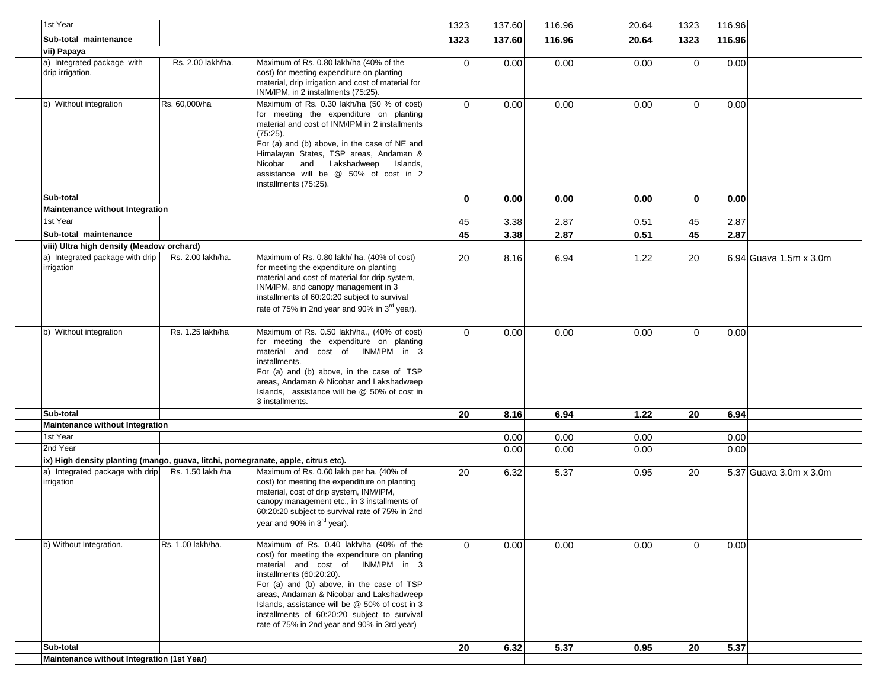| | | | | | | | | | |
|---|---|---|---|---|---|---|---|---|---|
| 1st Year | | | 1323 | 137.60 | 116.96 | 20.64 | 1323 | 116.96 | |
| **Sub-total maintenance** | | | **1323** | **137.60** | **116.96** | **20.64** | **1323** | **116.96** | |
| **vii) Papaya** | | | | | | | | | |
| a) Integrated package with drip irrigation. | Rs. 2.00 lakh/ha. | Maximum of Rs. 0.80 lakh/ha (40% of the cost) for meeting expenditure on planting material, drip irrigation and cost of material for INM/IPM, in 2 installments (75:25). | 0 | 0.00 | 0.00 | 0.00 | 0 | 0.00 | |
| b) Without integration | Rs. 60,000/ha | Maximum of Rs. 0.30 lakh/ha (50 % of cost) for meeting the expenditure on planting material and cost of INM/IPM in 2 installments (75:25). For (a) and (b) above, in the case of NE and Himalayan States, TSP areas, Andaman & Nicobar and Lakshadweep Islands, assistance will be @ 50% of cost in 2 installments (75:25). | 0 | 0.00 | 0.00 | 0.00 | 0 | 0.00 | |
| **Sub-total** | | | **0** | **0.00** | **0.00** | **0.00** | **0** | **0.00** | |
| **Maintenance without Integration** | | | | | | | | | |
| 1st Year | | | 45 | 3.38 | 2.87 | 0.51 | 45 | 2.87 | |
| **Sub-total maintenance** | | | **45** | **3.38** | **2.87** | **0.51** | **45** | **2.87** | |
| **viii) Ultra high density (Meadow orchard)** | | | | | | | | | |
| a) Integrated package with drip irrigation | Rs. 2.00 lakh/ha. | Maximum of Rs. 0.80 lakh/ ha. (40% of cost) for meeting the expenditure on planting material and cost of material for drip system, INM/IPM, and canopy management in 3 installments of 60:20:20 subject to survival rate of 75% in 2nd year and 90% in 3rd year). | 20 | 8.16 | 6.94 | 1.22 | 20 | 6.94 | Guava 1.5m x 3.0m |
| b) Without integration | Rs. 1.25 lakh/ha | Maximum of Rs. 0.50 lakh/ha., (40% of cost) for meeting the expenditure on planting material and cost of INM/IPM in 3 installments. For (a) and (b) above, in the case of TSP areas, Andaman & Nicobar and Lakshadweep Islands, assistance will be @ 50% of cost in 3 installments. | 0 | 0.00 | 0.00 | 0.00 | 0 | 0.00 | |
| **Sub-total** | | | **20** | **8.16** | **6.94** | **1.22** | **20** | **6.94** | |
| **Maintenance without Integration** | | | | | | | | | |
| 1st Year | | | | 0.00 | 0.00 | 0.00 | | 0.00 | |
| 2nd Year | | | | 0.00 | 0.00 | 0.00 | | 0.00 | |
| **ix) High density planting (mango, guava, litchi, pomegranate, apple, citrus etc).** | | | | | | | | | |
| a) Integrated package with drip irrigation | Rs. 1.50 lakh /ha | Maximum of Rs. 0.60 lakh per ha. (40% of cost) for meeting the expenditure on planting material, cost of drip system, INM/IPM, canopy management etc., in 3 installments of 60:20:20 subject to survival rate of 75% in 2nd year and 90% in 3rd year). | 20 | 6.32 | 5.37 | 0.95 | 20 | 5.37 | Guava 3.0m x 3.0m |
| b) Without Integration. | Rs. 1.00 lakh/ha. | Maximum of Rs. 0.40 lakh/ha (40% of the cost) for meeting the expenditure on planting material and cost of INM/IPM in 3 installments (60:20:20). For (a) and (b) above, in the case of TSP areas, Andaman & Nicobar and Lakshadweep Islands, assistance will be @ 50% of cost in 3 installments of 60:20:20 subject to survival rate of 75% in 2nd year and 90% in 3rd year) | 0 | 0.00 | 0.00 | 0.00 | 0 | 0.00 | |
| **Sub-total** | | | **20** | **6.32** | **5.37** | **0.95** | **20** | **5.37** | |
| **Maintenance without Integration (1st Year)** | | | | | | | | | |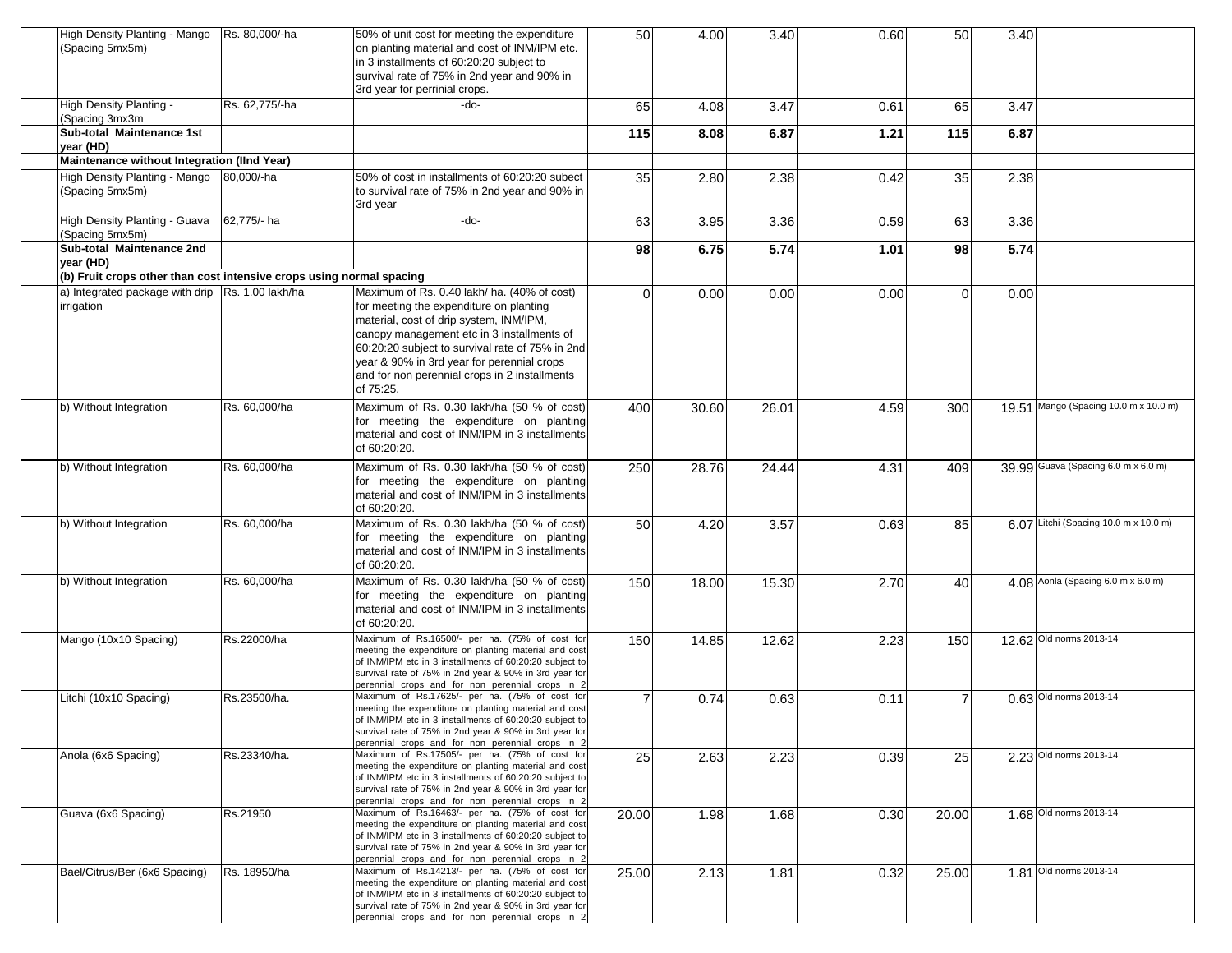| | | | | | | | | | |
|---|---|---|---|---|---|---|---|---|---|
| High Density Planting - Mango (Spacing 5mx5m) | Rs. 80,000/-ha | 50% of unit cost for meeting the expenditure on planting material and cost of INM/IPM etc. in 3 installments of 60:20:20 subject to survival rate of 75% in 2nd year and 90% in 3rd year for perrinial crops. | 50 | 4.00 | 3.40 | 0.60 | 50 | 3.40 | |
| High Density Planting - (Spacing 3mx3m | Rs. 62,775/-ha | -do- | 65 | 4.08 | 3.47 | 0.61 | 65 | 3.47 | |
| **Sub-total Maintenance 1st year (HD)** | | | **115** | **8.08** | **6.87** | **1.21** | **115** | **6.87** | |
| **Maintenance without Integration (IInd Year)** | | | | | | | | | |
| High Density Planting - Mango (Spacing 5mx5m) | 80,000/-ha | 50% of cost in installments of 60:20:20 subect to survival rate of 75% in 2nd year and 90% in 3rd year | 35 | 2.80 | 2.38 | 0.42 | 35 | 2.38 | |
| High Density Planting - Guava (Spacing 5mx5m) | 62,775/- ha | -do- | 63 | 3.95 | 3.36 | 0.59 | 63 | 3.36 | |
| **Sub-total Maintenance 2nd year (HD)** | | | **98** | **6.75** | **5.74** | **1.01** | **98** | **5.74** | |
| **(b) Fruit crops other than cost intensive crops using normal spacing** | | | | | | | | | |
| a) Integrated package with drip irrigation | Rs. 1.00 lakh/ha | Maximum of Rs. 0.40 lakh/ ha. (40% of cost) for meeting the expenditure on planting material, cost of drip system, INM/IPM, canopy management etc in 3 installments of 60:20:20 subject to survival rate of 75% in 2nd year & 90% in 3rd year for perennial crops and for non perennial crops in 2 installments of 75:25. | 0 | 0.00 | 0.00 | 0.00 | 0 | 0.00 | |
| b) Without Integration | Rs. 60,000/ha | Maximum of Rs. 0.30 lakh/ha (50 % of cost) for meeting the expenditure on planting material and cost of INM/IPM in 3 installments of 60:20:20. | 400 | 30.60 | 26.01 | 4.59 | 300 | 19.51 | Mango (Spacing 10.0 m x 10.0 m) |
| b) Without Integration | Rs. 60,000/ha | Maximum of Rs. 0.30 lakh/ha (50 % of cost) for meeting the expenditure on planting material and cost of INM/IPM in 3 installments of 60:20:20. | 250 | 28.76 | 24.44 | 4.31 | 409 | 39.99 | Guava (Spacing 6.0 m x 6.0 m) |
| b) Without Integration | Rs. 60,000/ha | Maximum of Rs. 0.30 lakh/ha (50 % of cost) for meeting the expenditure on planting material and cost of INM/IPM in 3 installments of 60:20:20. | 50 | 4.20 | 3.57 | 0.63 | 85 | 6.07 | Litchi (Spacing 10.0 m x 10.0 m) |
| b) Without Integration | Rs. 60,000/ha | Maximum of Rs. 0.30 lakh/ha (50 % of cost) for meeting the expenditure on planting material and cost of INM/IPM in 3 installments of 60:20:20. | 150 | 18.00 | 15.30 | 2.70 | 40 | 4.08 | Aonla (Spacing 6.0 m x 6.0 m) |
| Mango (10x10 Spacing) | Rs.22000/ha | Maximum of Rs.16500/- per ha. (75% of cost for meeting the expenditure on planting material and cost of INM/IPM etc in 3 installments of 60:20:20 subject to survival rate of 75% in 2nd year & 90% in 3rd year for perennial crops and for non perennial crops in 2 | 150 | 14.85 | 12.62 | 2.23 | 150 | 12.62 | Old norms 2013-14 |
| Litchi (10x10 Spacing) | Rs.23500/ha. | Maximum of Rs.17625/- per ha. (75% of cost for meeting the expenditure on planting material and cost of INM/IPM etc in 3 installments of 60:20:20 subject to survival rate of 75% in 2nd year & 90% in 3rd year for perennial crops and for non perennial crops in 2 | 7 | 0.74 | 0.63 | 0.11 | 7 | 0.63 | Old norms 2013-14 |
| Anola (6x6 Spacing) | Rs.23340/ha. | Maximum of Rs.17505/- per ha. (75% of cost for meeting the expenditure on planting material and cost of INM/IPM etc in 3 installments of 60:20:20 subject to survival rate of 75% in 2nd year & 90% in 3rd year for perennial crops and for non perennial crops in 2 | 25 | 2.63 | 2.23 | 0.39 | 25 | 2.23 | Old norms 2013-14 |
| Guava (6x6 Spacing) | Rs.21950 | Maximum of Rs.16463/- per ha. (75% of cost for meeting the expenditure on planting material and cost of INM/IPM etc in 3 installments of 60:20:20 subject to survival rate of 75% in 2nd year & 90% in 3rd year for perennial crops and for non perennial crops in 2 | 20.00 | 1.98 | 1.68 | 0.30 | 20.00 | 1.68 | Old norms 2013-14 |
| Bael/Citrus/Ber (6x6 Spacing) | Rs. 18950/ha | Maximum of Rs.14213/- per ha. (75% of cost for meeting the expenditure on planting material and cost of INM/IPM etc in 3 installments of 60:20:20 subject to survival rate of 75% in 2nd year & 90% in 3rd year for perennial crops and for non perennial crops in 2 | 25.00 | 2.13 | 1.81 | 0.32 | 25.00 | 1.81 | Old norms 2013-14 |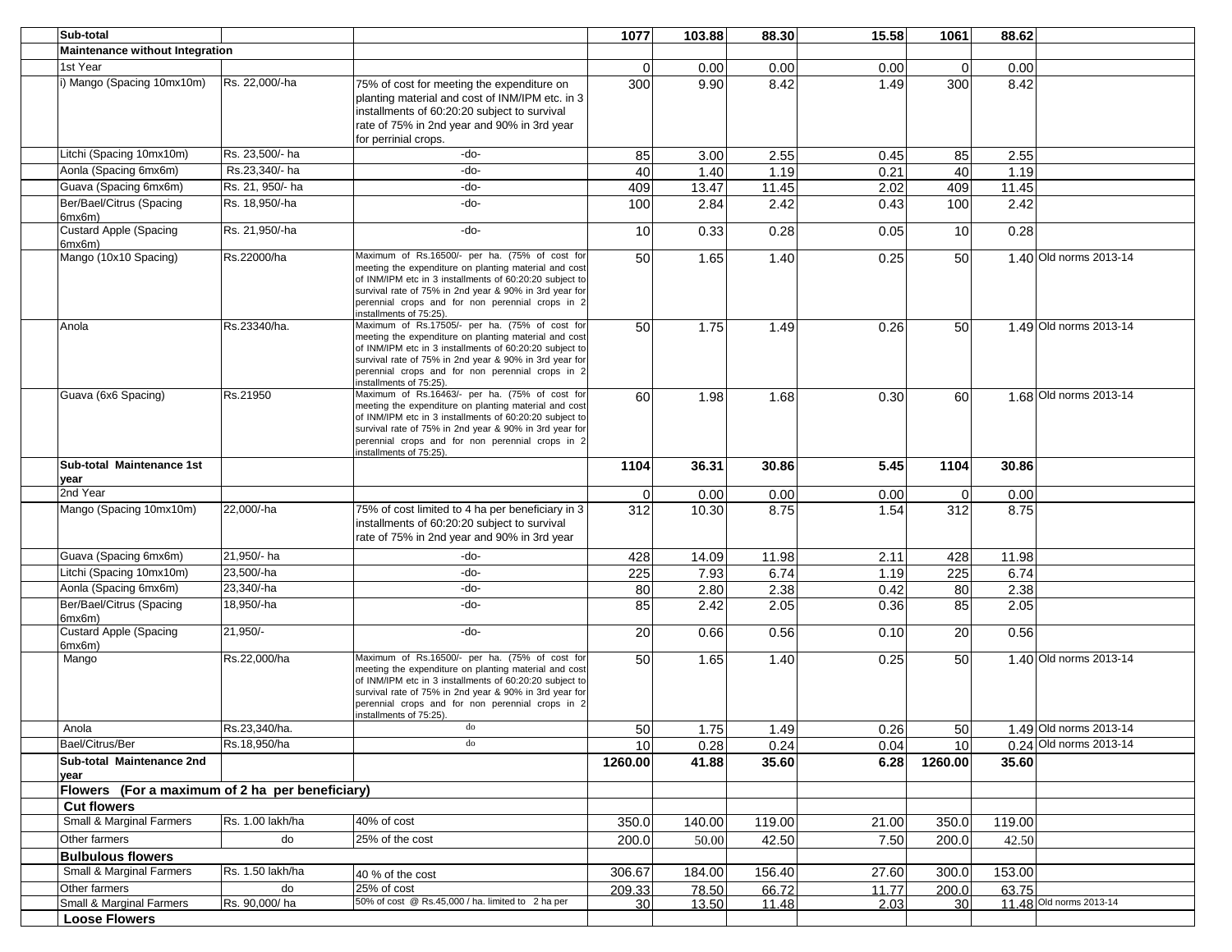| | | | | | | | | | |
|---|---|---|---|---|---|---|---|---|---|
| **Sub-total** | | | **1077** | **103.88** | **88.30** | **15.58** | **1061** | **88.62** | |
| **Maintenance without Integration** | | | | | | | | | |
| 1st Year | | | 0 | 0.00 | 0.00 | 0.00 | 0 | 0.00 | |
| i) Mango (Spacing 10mx10m) | Rs. 22,000/-ha | 75% of cost for meeting the expenditure on planting material and cost of INM/IPM etc. in 3 installments of 60:20:20 subject to survival rate of 75% in 2nd year and 90% in 3rd year for perrinial crops. | 300 | 9.90 | 8.42 | 1.49 | 300 | 8.42 | |
| Litchi (Spacing 10mx10m) | Rs. 23,500/- ha | -do- | 85 | 3.00 | 2.55 | 0.45 | 85 | 2.55 | |
| Aonla (Spacing 6mx6m) | Rs.23,340/- ha | -do- | 40 | 1.40 | 1.19 | 0.21 | 40 | 1.19 | |
| Guava (Spacing 6mx6m) | Rs. 21, 950/- ha | -do- | 409 | 13.47 | 11.45 | 2.02 | 409 | 11.45 | |
| Ber/Bael/Citrus (Spacing 6mx6m) | Rs. 18,950/-ha | -do- | 100 | 2.84 | 2.42 | 0.43 | 100 | 2.42 | |
| Custard Apple (Spacing 6mx6m) | Rs. 21,950/-ha | -do- | 10 | 0.33 | 0.28 | 0.05 | 10 | 0.28 | |
| Mango (10x10 Spacing) | Rs.22000/ha | Maximum of Rs.16500/- per ha. (75% of cost for meeting the expenditure on planting material and cost of INM/IPM etc in 3 installments of 60:20:20 subject to survival rate of 75% in 2nd year & 90% in 3rd year for perennial crops and for non perennial crops in 2 installments of 75:25). | 50 | 1.65 | 1.40 | 0.25 | 50 | 1.40 | Old norms 2013-14 |
| Anola | Rs.23340/ha. | Maximum of Rs.17505/- per ha. (75% of cost for meeting the expenditure on planting material and cost of INM/IPM etc in 3 installments of 60:20:20 subject to survival rate of 75% in 2nd year & 90% in 3rd year for perennial crops and for non perennial crops in 2 installments of 75:25). | 50 | 1.75 | 1.49 | 0.26 | 50 | 1.49 | Old norms 2013-14 |
| Guava (6x6 Spacing) | Rs.21950 | Maximum of Rs.16463/- per ha. (75% of cost for meeting the expenditure on planting material and cost of INM/IPM etc in 3 installments of 60:20:20 subject to survival rate of 75% in 2nd year & 90% in 3rd year for perennial crops and for non perennial crops in 2 installments of 75:25). | 60 | 1.98 | 1.68 | 0.30 | 60 | 1.68 | Old norms 2013-14 |
| **Sub-total Maintenance 1st year** | | | **1104** | **36.31** | **30.86** | **5.45** | **1104** | **30.86** | |
| 2nd Year | | | 0 | 0.00 | 0.00 | 0.00 | 0 | 0.00 | |
| Mango (Spacing 10mx10m) | 22,000/-ha | 75% of cost limited to 4 ha per beneficiary in 3 installments of 60:20:20 subject to survival rate of 75% in 2nd year and 90% in 3rd year | 312 | 10.30 | 8.75 | 1.54 | 312 | 8.75 | |
| Guava (Spacing 6mx6m) | 21,950/- ha | -do- | 428 | 14.09 | 11.98 | 2.11 | 428 | 11.98 | |
| Litchi (Spacing 10mx10m) | 23,500/-ha | -do- | 225 | 7.93 | 6.74 | 1.19 | 225 | 6.74 | |
| Aonla (Spacing 6mx6m) | 23,340/-ha | -do- | 80 | 2.80 | 2.38 | 0.42 | 80 | 2.38 | |
| Ber/Bael/Citrus (Spacing 6mx6m) | 18,950/-ha | -do- | 85 | 2.42 | 2.05 | 0.36 | 85 | 2.05 | |
| Custard Apple (Spacing 6mx6m) | 21,950/- | -do- | 20 | 0.66 | 0.56 | 0.10 | 20 | 0.56 | |
| Mango | Rs.22,000/ha | Maximum of Rs.16500/- per ha. (75% of cost for meeting the expenditure on planting material and cost of INM/IPM etc in 3 installments of 60:20:20 subject to survival rate of 75% in 2nd year & 90% in 3rd year for perennial crops and for non perennial crops in 2 installments of 75:25). | 50 | 1.65 | 1.40 | 0.25 | 50 | 1.40 | Old norms 2013-14 |
| Anola | Rs.23,340/ha. | do | 50 | 1.75 | 1.49 | 0.26 | 50 | 1.49 | Old norms 2013-14 |
| Bael/Citrus/Ber | Rs.18,950/ha | do | 10 | 0.28 | 0.24 | 0.04 | 10 | 0.24 | Old norms 2013-14 |
| **Sub-total Maintenance 2nd year** | | | **1260.00** | **41.88** | **35.60** | **6.28** | **1260.00** | **35.60** | |
| **Flowers (For a maximum of 2 ha per beneficiary)** | | | | | | | | | |
| **Cut flowers** | | | | | | | | | |
| Small & Marginal Farmers | Rs. 1.00 lakh/ha | 40% of cost | 350.0 | 140.00 | 119.00 | 21.00 | 350.0 | 119.00 | |
| Other farmers | do | 25% of the cost | 200.0 | 50.00 | 42.50 | 7.50 | 200.0 | 42.50 | |
| **Bulbulous flowers** | | | | | | | | | |
| Small & Marginal Farmers | Rs. 1.50 lakh/ha | 40 % of the cost | 306.67 | 184.00 | 156.40 | 27.60 | 300.0 | 153.00 | |
| Other farmers | do | 25% of cost | 209.33 | 78.50 | 66.72 | 11.77 | 200.0 | 63.75 | |
| Small & Marginal Farmers | Rs. 90,000/ ha | 50% of cost @ Rs.45,000 / ha. limited to 2 ha per | 30 | 13.50 | 11.48 | 2.03 | 30 | 11.48 | Old norms 2013-14 |
| **Loose Flowers** | | | | | | | | | |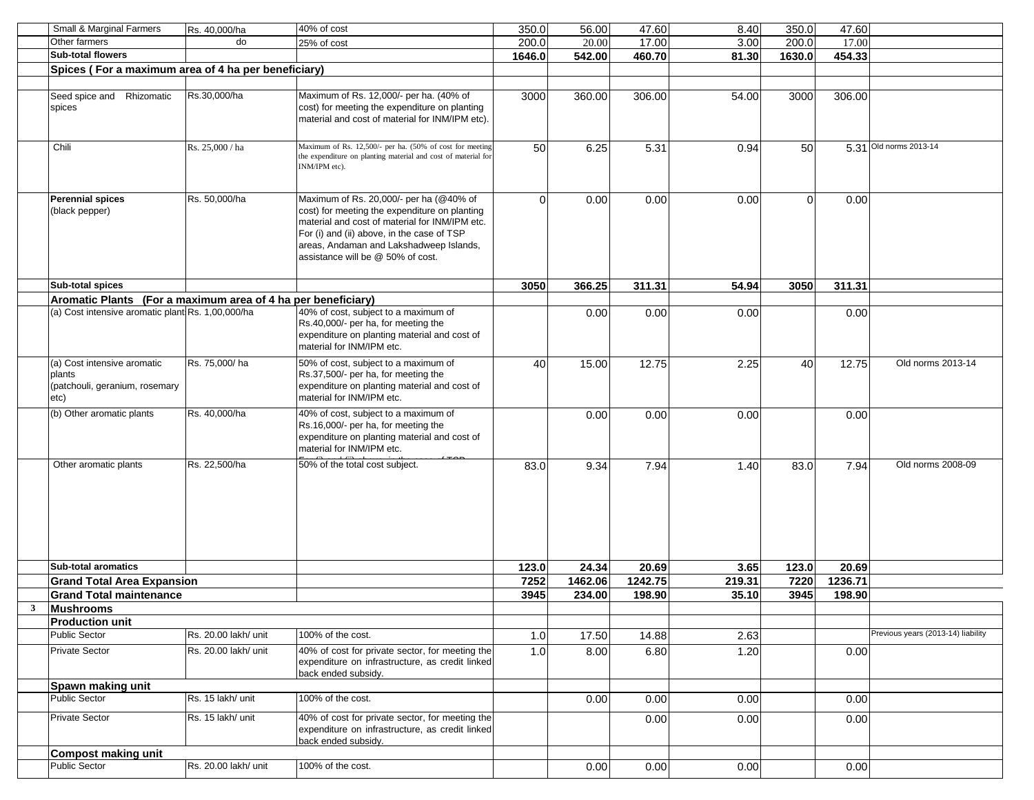| | | | | | | | | | | |
|---|---|---|---|---|---|---|---|---|---|---|
| | Small & Marginal Farmers | Rs. 40,000/ha | 40% of cost | 350.0 | 56.00 | 47.60 | 8.40 | 350.0 | 47.60 | |
| | Other farmers | do | 25% of cost | 200.0 | 20.00 | 17.00 | 3.00 | 200.0 | 17.00 | |
| | **Sub-total flowers** | | | **1646.0** | **542.00** | **460.70** | **81.30** | **1630.0** | **454.33** | |
| | **Spices ( For a maximum area of 4 ha per beneficiary)** | | | | | | | | | |
| | | | | | | | | | | |
| | Seed spice and Rhizomatic spices | Rs.30,000/ha | Maximum of Rs. 12,000/- per ha. (40% of cost) for meeting the expenditure on planting material and cost of material for INM/IPM etc). | 3000 | 360.00 | 306.00 | 54.00 | 3000 | 306.00 | |
| | Chili | Rs. 25,000 / ha | Maximum of Rs. 12,500/- per ha. (50% of cost for meeting the expenditure on planting material and cost of material for INM/IPM etc). | 50 | 6.25 | 5.31 | 0.94 | 50 | 5.31 | Old norms 2013-14 |
| | **Perennial spices** (black pepper) | Rs. 50,000/ha | Maximum of Rs. 20,000/- per ha (@40% of cost) for meeting the expenditure on planting material and cost of material for INM/IPM etc. For (i) and (ii) above, in the case of TSP areas, Andaman and Lakshadweep Islands, assistance will be @ 50% of cost. | 0 | 0.00 | 0.00 | 0.00 | 0 | 0.00 | |
| | **Sub-total spices** | | | **3050** | **366.25** | **311.31** | **54.94** | **3050** | **311.31** | |
| | **Aromatic Plants (For a maximum area of 4 ha per beneficiary)** | | | | | | | | | |
| | (a) Cost intensive aromatic plants | Rs. 1,00,000/ha | 40% of cost, subject to a maximum of Rs.40,000/- per ha, for meeting the expenditure on planting material and cost of material for INM/IPM etc. | | 0.00 | 0.00 | 0.00 | | 0.00 | |
| | (a) Cost intensive aromatic plants (patchouli, geranium, rosemary etc) | Rs. 75,000/ ha | 50% of cost, subject to a maximum of Rs.37,500/- per ha, for meeting the expenditure on planting material and cost of material for INM/IPM etc. | 40 | 15.00 | 12.75 | 2.25 | 40 | 12.75 | Old norms 2013-14 |
| | (b) Other aromatic plants | Rs. 40,000/ha | 40% of cost, subject to a maximum of Rs.16,000/- per ha, for meeting the expenditure on planting material and cost of material for INM/IPM etc. | | 0.00 | 0.00 | 0.00 | | 0.00 | |
| | Other aromatic plants | Rs. 22,500/ha | 50% of the total cost subject. | 83.0 | 9.34 | 7.94 | 1.40 | 83.0 | 7.94 | Old norms 2008-09 |
| | **Sub-total aromatics** | | | **123.0** | **24.34** | **20.69** | **3.65** | **123.0** | **20.69** | |
| | **Grand Total Area Expansion** | | | **7252** | **1462.06** | **1242.75** | **219.31** | **7220** | **1236.71** | |
| | **Grand Total maintenance** | | | **3945** | **234.00** | **198.90** | **35.10** | **3945** | **198.90** | |
| **3** | **Mushrooms** | | | | | | | | | |
| | **Production unit** | | | | | | | | | |
| | Public Sector | Rs. 20.00 lakh/ unit | 100% of the cost. | 1.0 | 17.50 | 14.88 | 2.63 | | | Previous years (2013-14) liability |
| | Private Sector | Rs. 20.00 lakh/ unit | 40% of cost for private sector, for meeting the expenditure on infrastructure, as credit linked back ended subsidy. | 1.0 | 8.00 | 6.80 | 1.20 | | 0.00 | |
| | **Spawn making unit** | | | | | | | | | |
| | Public Sector | Rs. 15 lakh/ unit | 100% of the cost. | | 0.00 | 0.00 | 0.00 | | 0.00 | |
| | Private Sector | Rs. 15 lakh/ unit | 40% of cost for private sector, for meeting the expenditure on infrastructure, as credit linked back ended subsidy. | | | 0.00 | 0.00 | | 0.00 | |
| | **Compost making unit** | | | | | | | | | |
| | Public Sector | Rs. 20.00 lakh/ unit | 100% of the cost. | | 0.00 | 0.00 | 0.00 | | 0.00 | |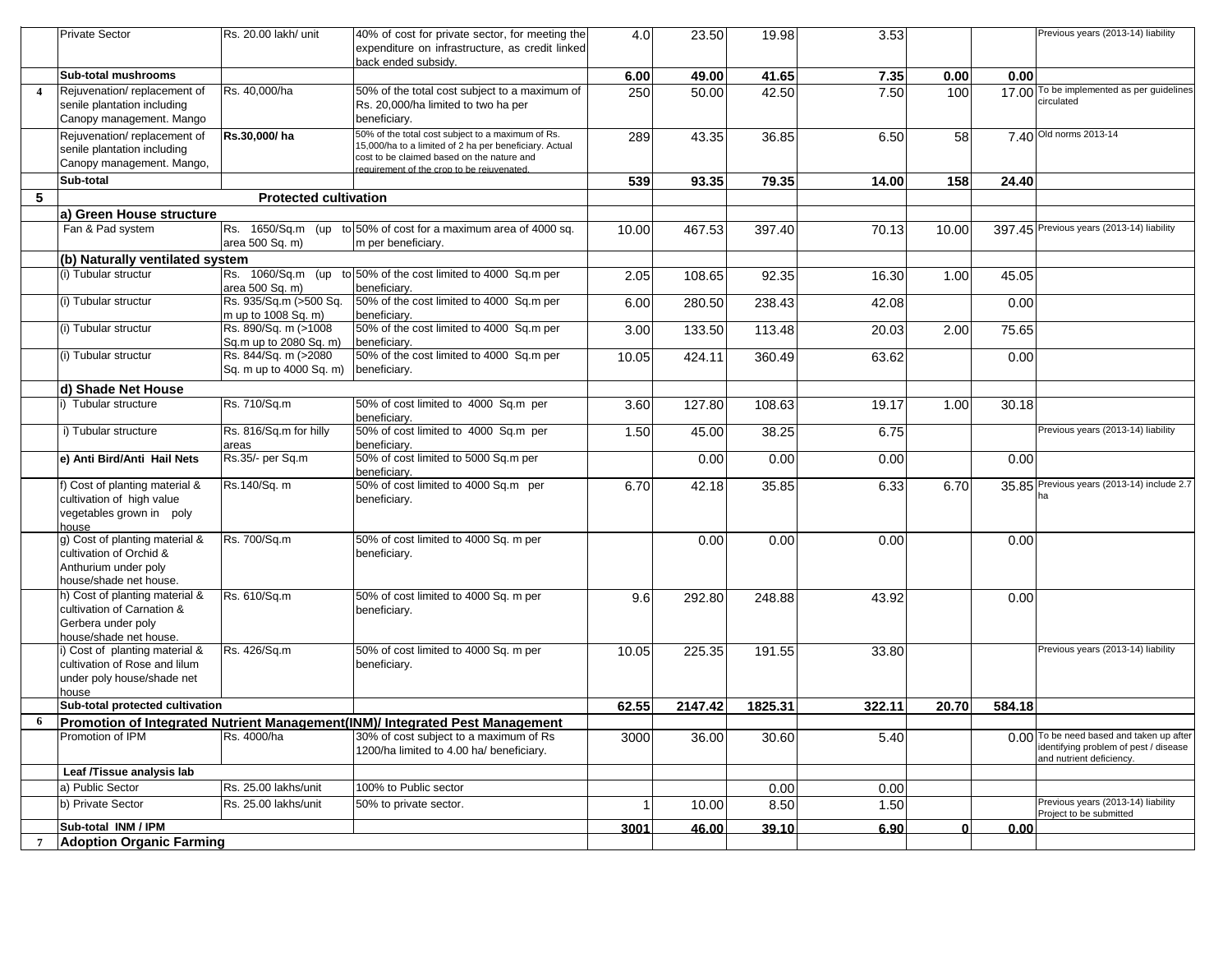| | | | | | | | | | | |
|---|---|---|---|---|---|---|---|---|---|---|
| | Private Sector | Rs. 20.00 lakh/ unit | 40% of cost for private sector, for meeting the expenditure on infrastructure, as credit linked back ended subsidy. | 4.0 | 23.50 | 19.98 | 3.53 | | | Previous years (2013-14) liability |
| | **Sub-total mushrooms** | | | **6.00** | **49.00** | **41.65** | **7.35** | **0.00** | **0.00** | |
| **4** | Rejuvenation/ replacement of senile plantation including Canopy management. Mango | Rs. 40,000/ha | 50% of the total cost subject to a maximum of Rs. 20,000/ha limited to two ha per beneficiary. | 250 | 50.00 | 42.50 | 7.50 | 100 | 17.00 | To be implemented as per guidelines circulated |
| | Rejuvenation/ replacement of senile plantation including Canopy management. Mango, | **Rs.30,000/ ha** | 50% of the total cost subject to a maximum of Rs. 15,000/ha to a limited of 2 ha per beneficiary. Actual cost to be claimed based on the nature and requirement of the crop to be rejuvenated. | 289 | 43.35 | 36.85 | 6.50 | 58 | 7.40 | Old norms 2013-14 |
| | **Sub-total** | | | **539** | **93.35** | **79.35** | **14.00** | **158** | **24.40** | |
| **5** | | **Protected cultivation** | | | | | | | | |
| | **a) Green House structure** | | | | | | | | | |
| | Fan & Pad system | Rs. 1650/Sq.m (up to area 500 Sq. m) | 50% of cost for a maximum area of 4000 sq. m per beneficiary. | 10.00 | 467.53 | 397.40 | 70.13 | 10.00 | 397.45 | Previous years (2013-14) liability |
| | **(b) Naturally ventilated system** | | | | | | | | | |
| | (i) Tubular structur | Rs. 1060/Sq.m (up to area 500 Sq. m) | 50% of the cost limited to 4000 Sq.m per beneficiary. | 2.05 | 108.65 | 92.35 | 16.30 | 1.00 | 45.05 | |
| | (i) Tubular structur | Rs. 935/Sq.m (>500 Sq. m up to 1008 Sq. m) | 50% of the cost limited to 4000 Sq.m per beneficiary. | 6.00 | 280.50 | 238.43 | 42.08 | | 0.00 | |
| | (i) Tubular structur | Rs. 890/Sq. m (>1008 Sq.m up to 2080 Sq. m) | 50% of the cost limited to 4000 Sq.m per beneficiary. | 3.00 | 133.50 | 113.48 | 20.03 | 2.00 | 75.65 | |
| | (i) Tubular structur | Rs. 844/Sq. m (>2080 Sq. m up to 4000 Sq. m) | 50% of the cost limited to 4000 Sq.m per beneficiary. | 10.05 | 424.11 | 360.49 | 63.62 | | 0.00 | |
| | **d) Shade Net House** | | | | | | | | | |
| | i) Tubular structure | Rs. 710/Sq.m | 50% of cost limited to 4000 Sq.m per beneficiary. | 3.60 | 127.80 | 108.63 | 19.17 | 1.00 | 30.18 | |
| | i) Tubular structure | Rs. 816/Sq.m for hilly areas | 50% of cost limited to 4000 Sq.m per beneficiary. | 1.50 | 45.00 | 38.25 | 6.75 | | | Previous years (2013-14) liability |
| | **e) Anti Bird/Anti Hail Nets** | Rs.35/- per Sq.m | 50% of cost limited to 5000 Sq.m per beneficiary. | | 0.00 | 0.00 | 0.00 | | 0.00 | |
| | f) Cost of planting material & cultivation of high value vegetables grown in poly house | Rs.140/Sq. m | 50% of cost limited to 4000 Sq.m per beneficiary. | 6.70 | 42.18 | 35.85 | 6.33 | 6.70 | 35.85 | Previous years (2013-14) include 2.7 ha |
| | g) Cost of planting material & cultivation of Orchid & Anthurium under poly house/shade net house. | Rs. 700/Sq.m | 50% of cost limited to 4000 Sq. m per beneficiary. | | 0.00 | 0.00 | 0.00 | | 0.00 | |
| | h) Cost of planting material & cultivation of Carnation & Gerbera under poly house/shade net house. | Rs. 610/Sq.m | 50% of cost limited to 4000 Sq. m per beneficiary. | 9.6 | 292.80 | 248.88 | 43.92 | | 0.00 | |
| | i) Cost of planting material & cultivation of Rose and lilum under poly house/shade net house | Rs. 426/Sq.m | 50% of cost limited to 4000 Sq. m per beneficiary. | 10.05 | 225.35 | 191.55 | 33.80 | | | Previous years (2013-14) liability |
| | **Sub-total protected cultivation** | | | **62.55** | **2147.42** | **1825.31** | **322.11** | **20.70** | **584.18** | |
| **6** | **Promotion of Integrated Nutrient Management(INM)/ Integrated Pest Management** | | | | | | | | | |
| | Promotion of IPM | Rs. 4000/ha | 30% of cost subject to a maximum of Rs 1200/ha limited to 4.00 ha/ beneficiary. | 3000 | 36.00 | 30.60 | 5.40 | | 0.00 | To be need based and taken up after identifying problem of pest / disease and nutrient deficiency. |
| | **Leaf /Tissue analysis lab** | | | | | | | | | |
| | a) Public Sector | Rs. 25.00 lakhs/unit | 100% to Public sector | | | 0.00 | 0.00 | | | |
| | b) Private Sector | Rs. 25.00 lakhs/unit | 50% to private sector. | 1 | 10.00 | 8.50 | 1.50 | | | Previous years (2013-14) liability Project to be submitted |
| | **Sub-total INM / IPM** | | | **3001** | **46.00** | **39.10** | **6.90** | **0** | **0.00** | |
| **7** | **Adoption Organic Farming** | | | | | | | | | |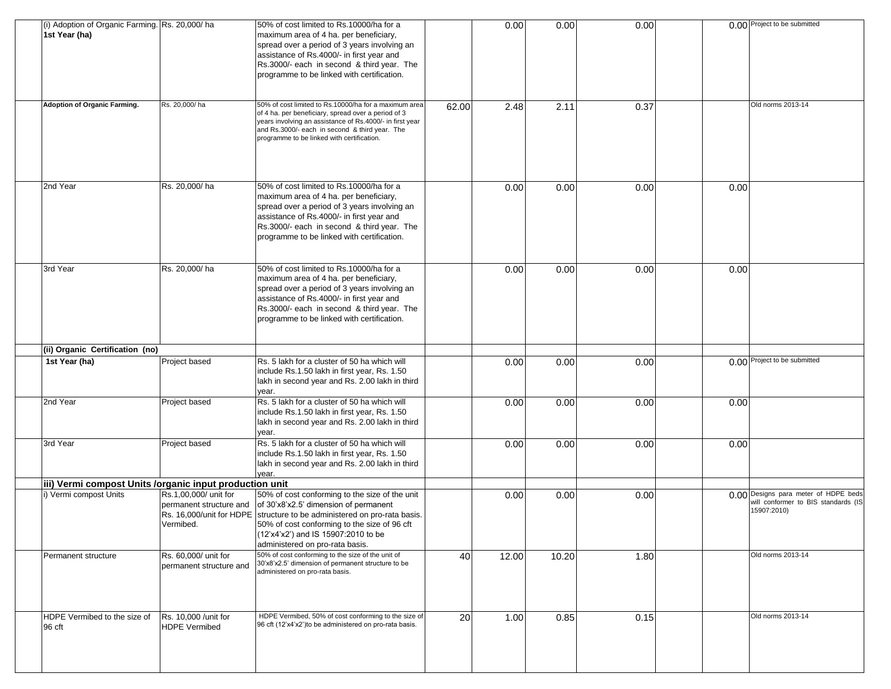| | | | | | | | | | | |
|---|---|---|---|---|---|---|---|---|---|---|
| | (i) Adoption of Organic Farming. **1st Year (ha)** | Rs. 20,000/ ha | 50% of cost limited to Rs.10000/ha for a maximum area of 4 ha. per beneficiary, spread over a period of 3 years involving an assistance of Rs.4000/- in first year and Rs.3000/- each in second & third year. The programme to be linked with certification. | | 0.00 | 0.00 | 0.00 | | 0.00 | Project to be submitted |
| | **Adoption of Organic Farming.** | Rs. 20,000/ ha | 50% of cost limited to Rs.10000/ha for a maximum area of 4 ha. per beneficiary, spread over a period of 3 years involving an assistance of Rs.4000/- in first year and Rs.3000/- each in second & third year. The programme to be linked with certification. | 62.00 | 2.48 | 2.11 | 0.37 | | | Old norms 2013-14 |
| | 2nd Year | Rs. 20,000/ ha | 50% of cost limited to Rs.10000/ha for a maximum area of 4 ha. per beneficiary, spread over a period of 3 years involving an assistance of Rs.4000/- in first year and Rs.3000/- each in second & third year. The programme to be linked with certification. | | 0.00 | 0.00 | 0.00 | | 0.00 | |
| | 3rd Year | Rs. 20,000/ ha | 50% of cost limited to Rs.10000/ha for a maximum area of 4 ha. per beneficiary, spread over a period of 3 years involving an assistance of Rs.4000/- in first year and Rs.3000/- each in second & third year. The programme to be linked with certification. | | 0.00 | 0.00 | 0.00 | | 0.00 | |
| | **(ii) Organic Certification (no)** | | | | | | | | | |
| | **1st Year (ha)** | Project based | Rs. 5 lakh for a cluster of 50 ha which will include Rs.1.50 lakh in first year, Rs. 1.50 lakh in second year and Rs. 2.00 lakh in third year. | | 0.00 | 0.00 | 0.00 | | 0.00 | Project to be submitted |
| | 2nd Year | Project based | Rs. 5 lakh for a cluster of 50 ha which will include Rs.1.50 lakh in first year, Rs. 1.50 lakh in second year and Rs. 2.00 lakh in third year. | | 0.00 | 0.00 | 0.00 | | 0.00 | |
| | 3rd Year | Project based | Rs. 5 lakh for a cluster of 50 ha which will include Rs.1.50 lakh in first year, Rs. 1.50 lakh in second year and Rs. 2.00 lakh in third year. | | 0.00 | 0.00 | 0.00 | | 0.00 | |
| | **iii) Vermi compost Units /organic input production unit** | | | | | | | | | |
| | i) Vermi compost Units | Rs.1,00,000/ unit for permanent structure and Rs. 16,000/unit for HDPE Vermibed. | 50% of cost conforming to the size of the unit of 30'x8'x2.5' dimension of permanent structure to be administered on pro-rata basis. 50% of cost conforming to the size of 96 cft (12'x4'x2') and IS 15907:2010 to be administered on pro-rata basis. | | 0.00 | 0.00 | 0.00 | | 0.00 | Designs para meter of HDPE beds will conformer to BIS standards (IS 15907:2010) |
| | Permanent structure | Rs. 60,000/ unit for permanent structure and | 50% of cost conforming to the size of the unit of 30'x8'x2.5' dimension of permanent structure to be administered on pro-rata basis. | 40 | 12.00 | 10.20 | 1.80 | | | Old norms 2013-14 |
| | HDPE Vermibed to the size of 96 cft | Rs. 10,000 /unit for HDPE Vermibed | HDPE Vermibed, 50% of cost conforming to the size of 96 cft (12'x4'x2')to be administered on pro-rata basis. | 20 | 1.00 | 0.85 | 0.15 | | | Old norms 2013-14 |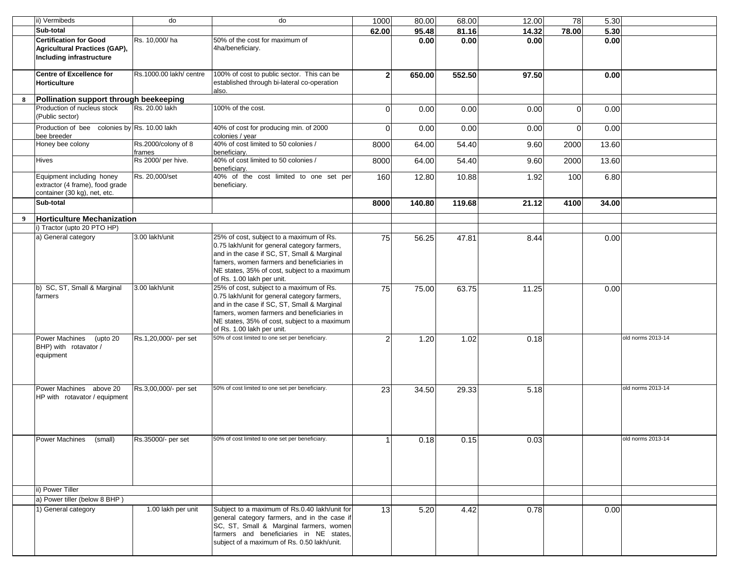| | | | | | | | | | | |
|---|---|---|---|---|---|---|---|---|---|---|
| | ii) Vermibeds | do | do | 1000 | 80.00 | 68.00 | 12.00 | 78 | 5.30 | |
| | **Sub-total** | | | **62.00** | **95.48** | **81.16** | **14.32** | **78.00** | **5.30** | |
| | **Certification for Good Agricultural Practices (GAP), Including infrastructure** | Rs. 10,000/ ha | 50% of the cost for maximum of 4ha/beneficiary. | | **0.00** | **0.00** | **0.00** | | **0.00** | |
| | **Centre of Excellence for Horticulture** | Rs.1000.00 lakh/ centre | 100% of cost to public sector. This can be established through bi-lateral co-operation also. | **2** | **650.00** | **552.50** | **97.50** | | **0.00** | |
| **8** | **Pollination support through beekeeping** | | | | | | | | | |
| | Production of nucleus stock (Public sector) | Rs. 20.00 lakh | 100% of the cost. | 0 | 0.00 | 0.00 | 0.00 | 0 | 0.00 | |
| | Production of bee colonies by bee breeder | Rs. 10.00 lakh | 40% of cost for producing min. of 2000 colonies / year | 0 | 0.00 | 0.00 | 0.00 | 0 | 0.00 | |
| | Honey bee colony | Rs.2000/colony of 8 frames | 40% of cost limited to 50 colonies / beneficiary. | 8000 | 64.00 | 54.40 | 9.60 | 2000 | 13.60 | |
| | Hives | Rs 2000/ per hive. | 40% of cost limited to 50 colonies / beneficiary. | 8000 | 64.00 | 54.40 | 9.60 | 2000 | 13.60 | |
| | Equipment including honey extractor (4 frame), food grade container (30 kg), net, etc. | Rs. 20,000/set | 40% of the cost limited to one set per beneficiary. | 160 | 12.80 | 10.88 | 1.92 | 100 | 6.80 | |
| | **Sub-total** | | | **8000** | **140.80** | **119.68** | **21.12** | **4100** | **34.00** | |
| **9** | **Horticulture Mechanization** | | | | | | | | | |
| | i) Tractor (upto 20 PTO HP) | | | | | | | | | |
| | a) General category | 3.00 lakh/unit | 25% of cost, subject to a maximum of Rs. 0.75 lakh/unit for general category farmers, and in the case if SC, ST, Small & Marginal famers, women farmers and beneficiaries in NE states, 35% of cost, subject to a maximum of Rs. 1.00 lakh per unit. | 75 | 56.25 | 47.81 | 8.44 | | 0.00 | |
| | b) SC, ST, Small & Marginal farmers | 3.00 lakh/unit | 25% of cost, subject to a maximum of Rs. 0.75 lakh/unit for general category farmers, and in the case if SC, ST, Small & Marginal famers, women farmers and beneficiaries in NE states, 35% of cost, subject to a maximum of Rs. 1.00 lakh per unit. | 75 | 75.00 | 63.75 | 11.25 | | 0.00 | |
| | Power Machines (upto 20 BHP) with rotavator / equipment | Rs.1,20,000/- per set | 50% of cost limited to one set per beneficiary. | 2 | 1.20 | 1.02 | 0.18 | | | old norms 2013-14 |
| | Power Machines above 20 HP with rotavator / equipment | Rs.3,00,000/- per set | 50% of cost limited to one set per beneficiary. | 23 | 34.50 | 29.33 | 5.18 | | | old norms 2013-14 |
| | Power Machines (small) | Rs.35000/- per set | 50% of cost limited to one set per beneficiary. | 1 | 0.18 | 0.15 | 0.03 | | | old norms 2013-14 |
| | ii) Power Tiller | | | | | | | | | |
| | a) Power tiller (below 8 BHP ) | | | | | | | | | |
| | 1) General category | 1.00 lakh per unit | Subject to a maximum of Rs.0.40 lakh/unit for general category farmers, and in the case if SC, ST, Small & Marginal farmers, women farmers and beneficiaries in NE states, subject of a maximum of Rs. 0.50 lakh/unit. | 13 | 5.20 | 4.42 | 0.78 | | 0.00 | |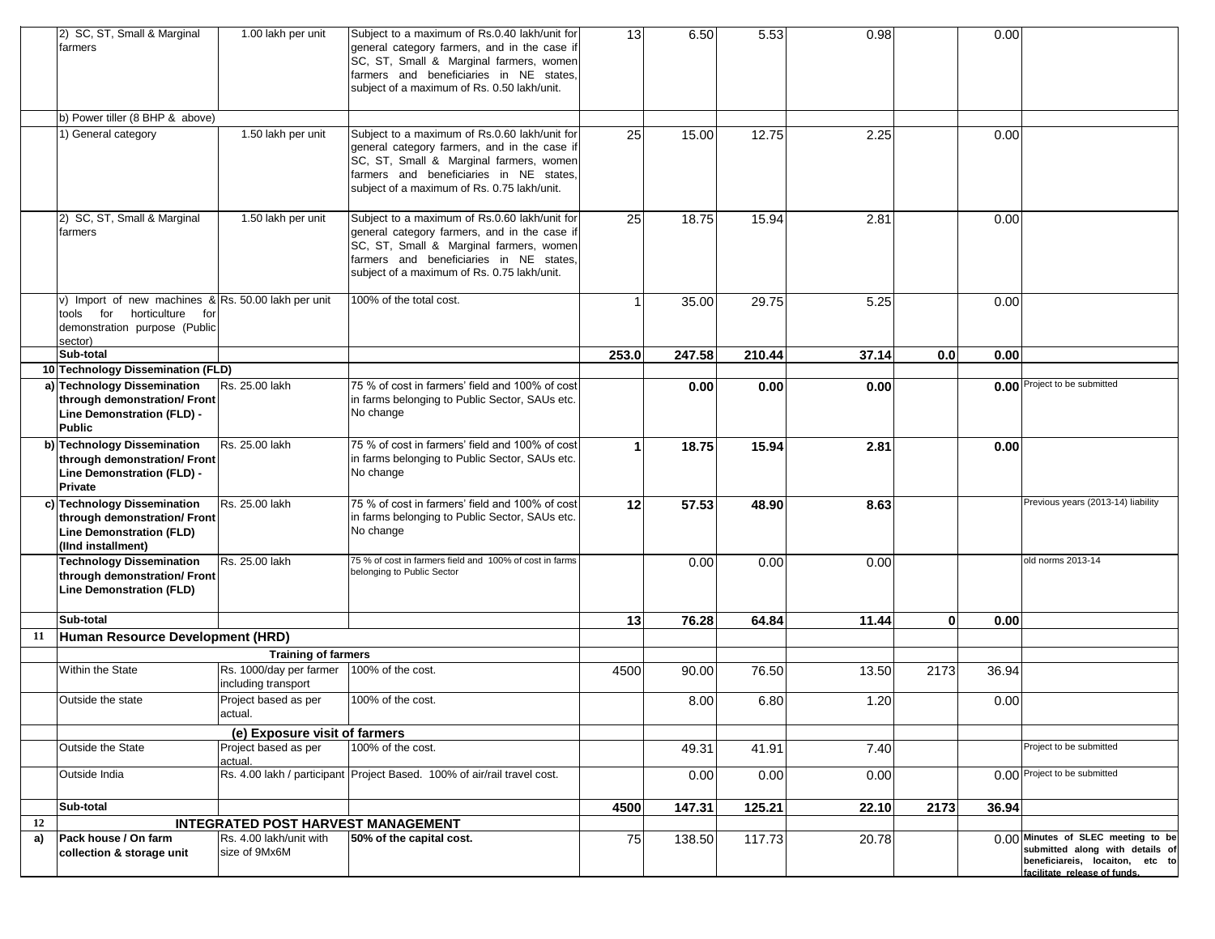| | | | | | | | | | | |
|---|---|---|---|---|---|---|---|---|---|---|
| | 2) SC, ST, Small & Marginal farmers | 1.00 lakh per unit | Subject to a maximum of Rs.0.40 lakh/unit for general category farmers, and in the case if SC, ST, Small & Marginal farmers, women farmers and beneficiaries in NE states, subject of a maximum of Rs. 0.50 lakh/unit. | 13 | 6.50 | 5.53 | 0.98 | | 0.00 | |
| | b) Power tiller (8 BHP & above) | | | | | | | | | |
| | 1) General category | 1.50 lakh per unit | Subject to a maximum of Rs.0.60 lakh/unit for general category farmers, and in the case if SC, ST, Small & Marginal farmers, women farmers and beneficiaries in NE states, subject of a maximum of Rs. 0.75 lakh/unit. | 25 | 15.00 | 12.75 | 2.25 | | 0.00 | |
| | 2) SC, ST, Small & Marginal farmers | 1.50 lakh per unit | Subject to a maximum of Rs.0.60 lakh/unit for general category farmers, and in the case if SC, ST, Small & Marginal farmers, women farmers and beneficiaries in NE states, subject of a maximum of Rs. 0.75 lakh/unit. | 25 | 18.75 | 15.94 | 2.81 | | 0.00 | |
| | v) Import of new machines & tools for horticulture for demonstration purpose (Public sector) | Rs. 50.00 lakh per unit | 100% of the total cost. | 1 | 35.00 | 29.75 | 5.25 | | 0.00 | |
| | **Sub-total** | | | **253.0** | **247.58** | **210.44** | **37.14** | **0.0** | **0.00** | |
| **10** | **Technology Dissemination (FLD)** | | | | | | | | | |
| **a)** | **Technology Dissemination through demonstration/ Front Line Demonstration (FLD) - Public** | Rs. 25.00 lakh | 75 % of cost in farmers' field and 100% of cost in farms belonging to Public Sector, SAUs etc. No change | | **0.00** | **0.00** | **0.00** | | **0.00** | Project to be submitted |
| **b)** | **Technology Dissemination through demonstration/ Front Line Demonstration (FLD) - Private** | Rs. 25.00 lakh | 75 % of cost in farmers' field and 100% of cost in farms belonging to Public Sector, SAUs etc. No change | **1** | **18.75** | **15.94** | **2.81** | | **0.00** | |
| **c)** | **Technology Dissemination through demonstration/ Front Line Demonstration (FLD) (IInd installment)** | Rs. 25.00 lakh | 75 % of cost in farmers' field and 100% of cost in farms belonging to Public Sector, SAUs etc. No change | **12** | **57.53** | **48.90** | **8.63** | | | Previous years (2013-14) liability |
| | **Technology Dissemination through demonstration/ Front Line Demonstration (FLD)** | Rs. 25.00 lakh | 75 % of cost in farmers field and 100% of cost in farms belonging to Public Sector | | 0.00 | 0.00 | 0.00 | | | old norms 2013-14 |
| | **Sub-total** | | | **13** | **76.28** | **64.84** | **11.44** | **0** | **0.00** | |
| **11** | **Human Resource Development (HRD)** | | | | | | | | | |
| | | **Training of farmers** | | | | | | | | |
| | Within the State | Rs. 1000/day per farmer including transport | 100% of the cost. | 4500 | 90.00 | 76.50 | 13.50 | 2173 | 36.94 | |
| | Outside the state | Project based as per actual. | 100% of the cost. | | 8.00 | 6.80 | 1.20 | | 0.00 | |
| | | **(e) Exposure visit of farmers** | | | | | | | | |
| | Outside the State | Project based as per actual. | 100% of the cost. | | 49.31 | 41.91 | 7.40 | | | Project to be submitted |
| | Outside India | Rs. 4.00 lakh / participant | Project Based. 100% of air/rail travel cost. | | 0.00 | 0.00 | 0.00 | | 0.00 | Project to be submitted |
| | **Sub-total** | | | **4500** | **147.31** | **125.21** | **22.10** | **2173** | **36.94** | |
| **12** | | **INTEGRATED POST HARVEST MANAGEMENT** | | | | | | | | |
| **a)** | **Pack house / On farm collection & storage unit** | Rs. 4.00 lakh/unit with size of 9Mx6M | **50% of the capital cost.** | 75 | 138.50 | 117.73 | 20.78 | | 0.00 | **Minutes of SLEC meeting to be submitted along with details of beneficiareis, locaiton, etc to facilitate release of funds.** |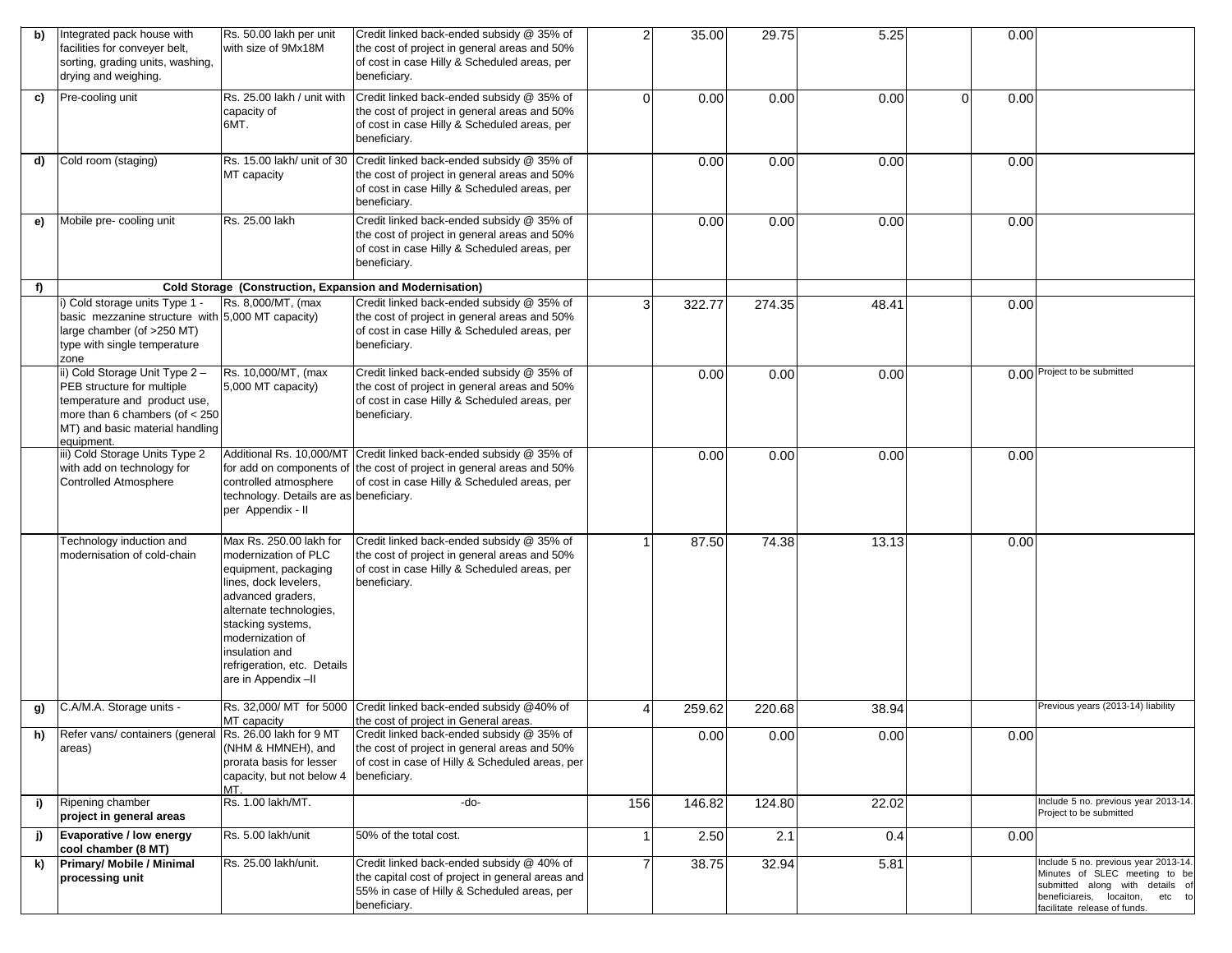| | | | | | | | | | | |
|---|---|---|---|---|---|---|---|---|---|---|
| b) | Integrated pack house with facilities for conveyer belt, sorting, grading units, washing, drying and weighing. | Rs. 50.00 lakh per unit with size of 9Mx18M | Credit linked back-ended subsidy @ 35% of the cost of project in general areas and 50% of cost in case Hilly & Scheduled areas, per beneficiary. | 2 | 35.00 | 29.75 | 5.25 | | 0.00 | |
| c) | Pre-cooling unit | Rs. 25.00 lakh / unit with capacity of 6MT. | Credit linked back-ended subsidy @ 35% of the cost of project in general areas and 50% of cost in case Hilly & Scheduled areas, per beneficiary. | 0 | 0.00 | 0.00 | 0.00 | 0 | 0.00 | |
| d) | Cold room (staging) | Rs. 15.00 lakh/ unit of 30 MT capacity | Credit linked back-ended subsidy @ 35% of the cost of project in general areas and 50% of cost in case Hilly & Scheduled areas, per beneficiary. | | 0.00 | 0.00 | 0.00 | | 0.00 | |
| e) | Mobile pre- cooling unit | Rs. 25.00 lakh | Credit linked back-ended subsidy @ 35% of the cost of project in general areas and 50% of cost in case Hilly & Scheduled areas, per beneficiary. | | 0.00 | 0.00 | 0.00 | | 0.00 | |
| f) | **Cold Storage (Construction, Expansion and Modernisation)** | | | | | | | | | |
| | i) Cold storage units Type 1 - basic mezzanine structure with large chamber (of >250 MT) type with single temperature zone | Rs. 8,000/MT, (max 5,000 MT capacity) | Credit linked back-ended subsidy @ 35% of the cost of project in general areas and 50% of cost in case Hilly & Scheduled areas, per beneficiary. | 3 | 322.77 | 274.35 | 48.41 | | 0.00 | |
| | ii) Cold Storage Unit Type 2 – PEB structure for multiple temperature and product use, more than 6 chambers (of < 250 MT) and basic material handling equipment. | Rs. 10,000/MT, (max 5,000 MT capacity) | Credit linked back-ended subsidy @ 35% of the cost of project in general areas and 50% of cost in case Hilly & Scheduled areas, per beneficiary. | | 0.00 | 0.00 | 0.00 | | 0.00 | Project to be submitted |
| | iii) Cold Storage Units Type 2 with add on technology for Controlled Atmosphere | Additional Rs. 10,000/MT for add on components of controlled atmosphere technology. Details are as per Appendix - II | Credit linked back-ended subsidy @ 35% of the cost of project in general areas and 50% of cost in case Hilly & Scheduled areas, per beneficiary. | | 0.00 | 0.00 | 0.00 | | 0.00 | |
| | Technology induction and modernisation of cold-chain | Max Rs. 250.00 lakh for modernization of PLC equipment, packaging lines, dock levelers, advanced graders, alternate technologies, stacking systems, modernization of insulation and refrigeration, etc. Details are in Appendix –II | Credit linked back-ended subsidy @ 35% of the cost of project in general areas and 50% of cost in case Hilly & Scheduled areas, per beneficiary. | 1 | 87.50 | 74.38 | 13.13 | | 0.00 | |
| g) | C.A/M.A. Storage units - | Rs. 32,000/ MT for 5000 MT capacity | Credit linked back-ended subsidy @40% of the cost of project in General areas. | 4 | 259.62 | 220.68 | 38.94 | | | Previous years (2013-14) liability |
| h) | Refer vans/ containers (general areas) | Rs. 26.00 lakh for 9 MT (NHM & HMNEH), and prorata basis for lesser capacity, but not below 4 MT. | Credit linked back-ended subsidy @ 35% of the cost of project in general areas and 50% of cost in case of Hilly & Scheduled areas, per beneficiary. | | 0.00 | 0.00 | 0.00 | | 0.00 | |
| i) | Ripening chamber **project in general areas** | Rs. 1.00 lakh/MT. | -do- | 156 | 146.82 | 124.80 | 22.02 | | | Include 5 no. previous year 2013-14. Project to be submitted |
| j) | **Evaporative / low energy cool chamber (8 MT)** | Rs. 5.00 lakh/unit | 50% of the total cost. | 1 | 2.50 | 2.1 | 0.4 | | 0.00 | |
| k) | **Primary/ Mobile / Minimal processing unit** | Rs. 25.00 lakh/unit. | Credit linked back-ended subsidy @ 40% of the capital cost of project in general areas and 55% in case of Hilly & Scheduled areas, per beneficiary. | 7 | 38.75 | 32.94 | 5.81 | | | Include 5 no. previous year 2013-14. Minutes of SLEC meeting to be submitted along with details of beneficiareis, locaiton, etc to facilitate release of funds. |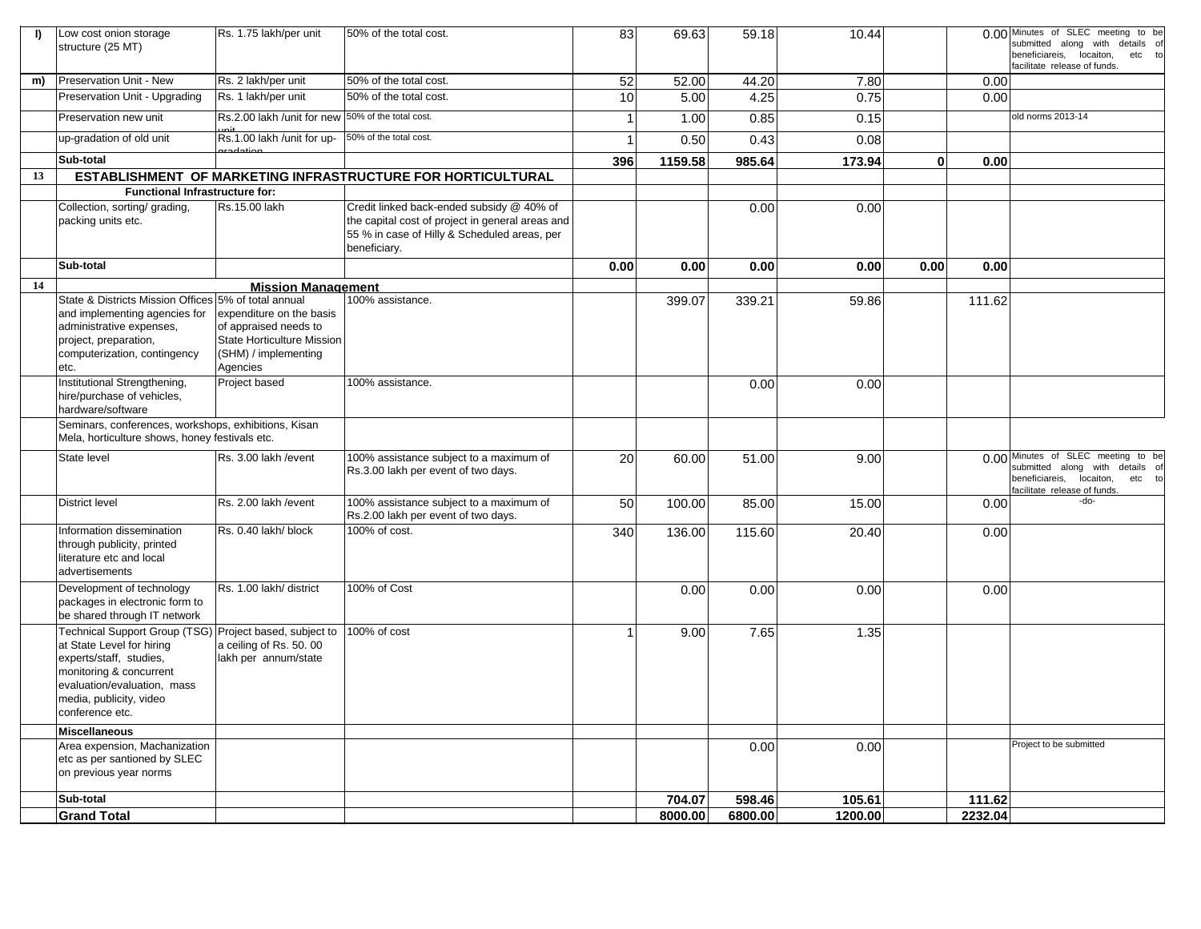| | | | | | | | | | | |
|---|---|---|---|---|---|---|---|---|---|---|
| l) | Low cost onion storage structure (25 MT) | Rs. 1.75 lakh/per unit | 50% of the total cost. | 83 | 69.63 | 59.18 | 10.44 | | 0.00 | Minutes of SLEC meeting to be submitted along with details of beneficiareis, locaiton, etc to facilitate release of funds. |
| m) | Preservation Unit - New | Rs. 2 lakh/per unit | 50% of the total cost. | 52 | 52.00 | 44.20 | 7.80 | | 0.00 | |
| | Preservation Unit - Upgrading | Rs. 1 lakh/per unit | 50% of the total cost. | 10 | 5.00 | 4.25 | 0.75 | | 0.00 | |
| | Preservation new unit | Rs.2.00 lakh /unit for new unit | 50% of the total cost. | 1 | 1.00 | 0.85 | 0.15 | | | old norms 2013-14 |
| | up-gradation of old unit | Rs.1.00 lakh /unit for up-gradation | 50% of the total cost. | 1 | 0.50 | 0.43 | 0.08 | | | |
| | **Sub-total** | | | **396** | **1159.58** | **985.64** | **173.94** | **0** | **0.00** | |
| 13 | **ESTABLISHMENT OF MARKETING INFRASTRUCTURE FOR HORTICULTURAL** | | | | | | | | | |
| | **Functional Infrastructure for:** | | | | | | | | | |
| | Collection, sorting/ grading, packing units etc. | Rs.15.00 lakh | Credit linked back-ended subsidy @ 40% of the capital cost of project in general areas and 55 % in case of Hilly & Scheduled areas, per beneficiary. | | | 0.00 | 0.00 | | | |
| | **Sub-total** | | | **0.00** | **0.00** | **0.00** | **0.00** | **0.00** | **0.00** | |
| 14 | **Mission Management** | | | | | | | | | |
| | State & Districts Mission Offices and implementing agencies for administrative expenses, project, preparation, computerization, contingency etc. | 5% of total annual expenditure on the basis of appraised needs to State Horticulture Mission (SHM) / implementing Agencies | 100% assistance. | | 399.07 | 339.21 | 59.86 | | 111.62 | |
| | Institutional Strengthening, hire/purchase of vehicles, hardware/software | Project based | 100% assistance. | | | 0.00 | 0.00 | | | |
| | Seminars, conferences, workshops, exhibitions, Kisan Mela, horticulture shows, honey festivals etc. | | | | | | | | | |
| | State level | Rs. 3.00 lakh /event | 100% assistance subject to a maximum of Rs.3.00 lakh per event of two days. | 20 | 60.00 | 51.00 | 9.00 | | 0.00 | Minutes of SLEC meeting to be submitted along with details of beneficiareis, locaiton, etc to facilitate release of funds. |
| | District level | Rs. 2.00 lakh /event | 100% assistance subject to a maximum of Rs.2.00 lakh per event of two days. | 50 | 100.00 | 85.00 | 15.00 | | 0.00 | -do- |
| | Information dissemination through publicity, printed literature etc and local advertisements | Rs. 0.40 lakh/ block | 100% of cost. | 340 | 136.00 | 115.60 | 20.40 | | 0.00 | |
| | Development of technology packages in electronic form to be shared through IT network | Rs. 1.00 lakh/ district | 100% of Cost | | 0.00 | 0.00 | 0.00 | | 0.00 | |
| | Technical Support Group (TSG) at State Level for hiring experts/staff, studies, monitoring & concurrent evaluation/evaluation, mass media, publicity, video conference etc. | Project based, subject to a ceiling of Rs. 50. 00 lakh per annum/state | 100% of cost | 1 | 9.00 | 7.65 | 1.35 | | | |
| | **Miscellaneous** | | | | | | | | | |
| | Area expension, Machanization etc as per santioned by SLEC on previous year norms | | | | | 0.00 | 0.00 | | | Project to be submitted |
| | **Sub-total** | | | | **704.07** | **598.46** | **105.61** | | **111.62** | |
| | **Grand Total** | | | | **8000.00** | **6800.00** | **1200.00** | | **2232.04** | |